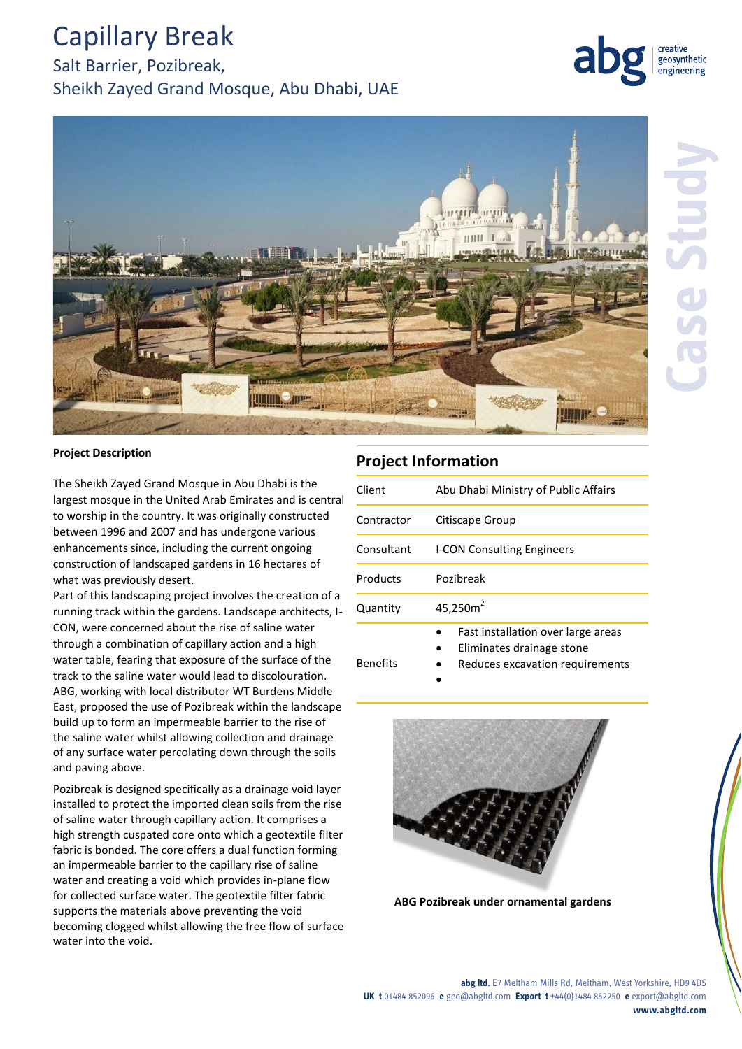# Capillary Break

## Salt Barrier, Pozibreak,
## Sheikh Zayed Grand Mosque, Abu Dhabi, UAE

Case Study

**Project Description**

The Sheikh Zayed Grand Mosque in Abu Dhabi is the largest mosque in the United Arab Emirates and is central to worship in the country. It was originally constructed between 1996 and 2007 and has undergone various enhancements since, including the current ongoing construction of landscaped gardens in 16 hectares of what was previously desert.

Part of this landscaping project involves the creation of a running track within the gardens. Landscape architects, I-CON, were concerned about the rise of saline water through a combination of capillary action and a high water table, fearing that exposure of the surface of the track to the saline water would lead to discolouration. ABG, working with local distributor WT Burdens Middle East, proposed the use of Pozibreak within the landscape build up to form an impermeable barrier to the rise of the saline water whilst allowing collection and drainage of any surface water percolating down through the soils and paving above.

Pozibreak is designed specifically as a drainage void layer installed to protect the imported clean soils from the rise of saline water through capillary action. It comprises a high strength cuspated core onto which a geotextile filter fabric is bonded. The core offers a dual function forming an impermeable barrier to the capillary rise of saline water and creating a void which provides in-plane flow for collected surface water. The geotextile filter fabric supports the materials above preventing the void becoming clogged whilst allowing the free flow of surface water into the void.

## Project Information

| | |
|---|---|
| Client | Abu Dhabi Ministry of Public Affairs |
| Contractor | Citiscape Group |
| Consultant | I-CON Consulting Engineers |
| Products | Pozibreak |
| Quantity | 45,250m$^2$ |
| Benefits | • Fast installation over large areas<br>• Eliminates drainage stone<br>• Reduces excavation requirements<br>• |

ABG Pozibreak under ornamental gardens

**abg ltd.** E7 Meltham Mills Rd, Meltham, West Yorkshire, HD9 4DS
**UK t** 01484 852096 **e** geo@abgltd.com **Export t** +44(0)1484 852250 **e** export@abgltd.com
**www.abgltd.com**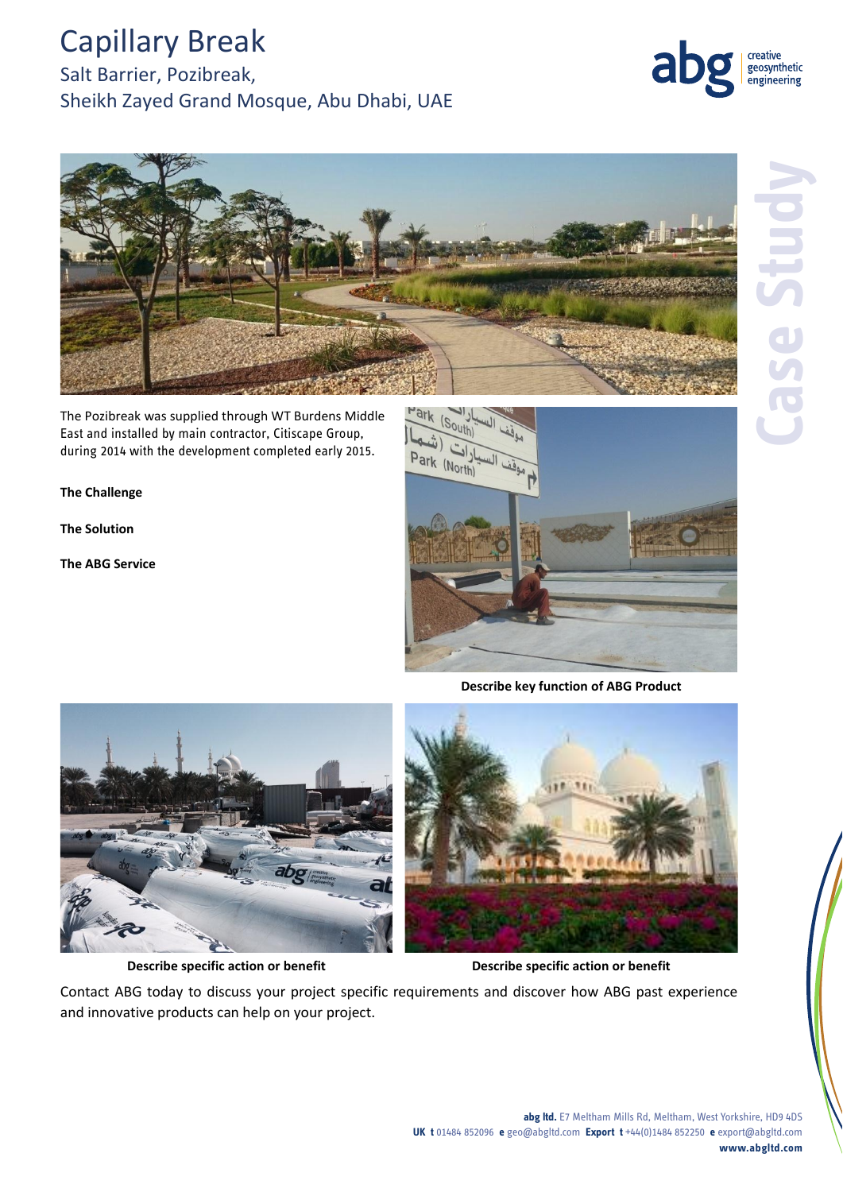# Capillary Break

## Salt Barrier, Pozibreak,
## Sheikh Zayed Grand Mosque, Abu Dhabi, UAE

The Pozibreak was supplied through WT Burdens Middle East and installed by main contractor, Citiscape Group, during 2014 with the development completed early 2015.

**The Challenge**

**The Solution**

**The ABG Service**

**Describe key function of ABG Product**

**Describe specific action or benefit**

**Describe specific action or benefit**

Contact ABG today to discuss your project specific requirements and discover how ABG past experience and innovative products can help on your project.

**abg ltd.** E7 Meltham Mills Rd, Meltham, West Yorkshire, HD9 4DS
**UK t** 01484 852096 **e** geo@abgltd.com **Export t** +44(0)1484 852250 **e** export@abgltd.com
**www.abgltd.com**